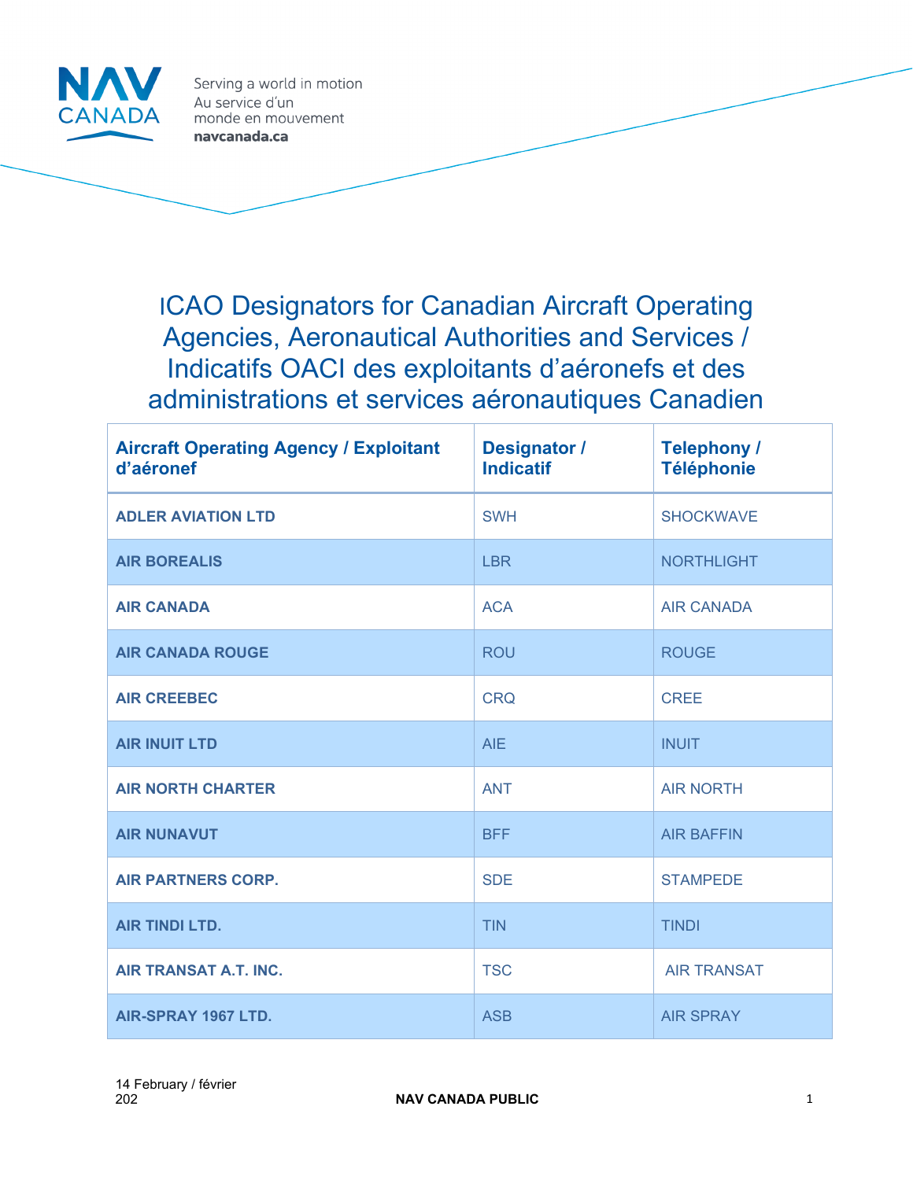# ICAO Designators for Canadian Aircraft Operating Agencies, Aeronautical Authorities and Services / Indicatifs OACI des exploitants d'aéronefs et des administrations et services aéronautiques Canadien

| Aircraft Operating Agency / Exploitant d'aéronef | Designator / Indicatif | Telephony / Téléphonie |
|---|---|---|
| ADLER AVIATION LTD | SWH | SHOCKWAVE |
| AIR BOREALIS | LBR | NORTHLIGHT |
| AIR CANADA | ACA | AIR CANADA |
| AIR CANADA ROUGE | ROU | ROUGE |
| AIR CREEBEC | CRQ | CREE |
| AIR INUIT LTD | AIE | INUIT |
| AIR NORTH CHARTER | ANT | AIR NORTH |
| AIR NUNAVUT | BFF | AIR BAFFIN |
| AIR PARTNERS CORP. | SDE | STAMPEDE |
| AIR TINDI LTD. | TIN | TINDI |
| AIR TRANSAT A.T. INC. | TSC | AIR TRANSAT |
| AIR-SPRAY 1967 LTD. | ASB | AIR SPRAY |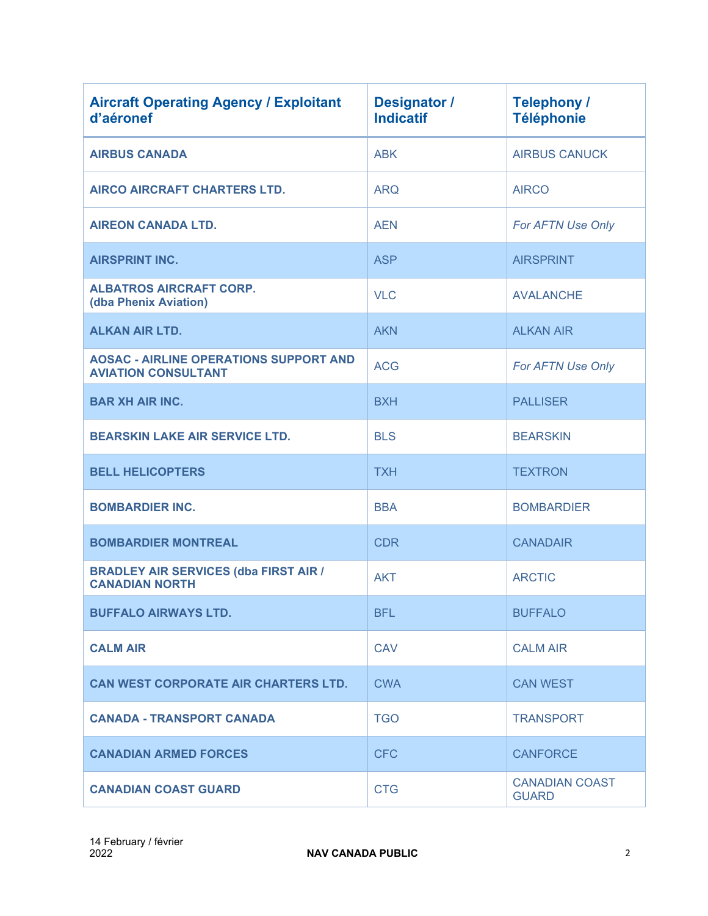| Aircraft Operating Agency / Exploitant d'aéronef | Designator / Indicatif | Telephony / Téléphonie |
|---|---|---|
| **AIRBUS CANADA** | ABK | AIRBUS CANUCK |
| **AIRCO AIRCRAFT CHARTERS LTD.** | ARQ | AIRCO |
| **AIREON CANADA LTD.** | AEN | *For AFTN Use Only* |
| **AIRSPRINT INC.** | ASP | AIRSPRINT |
| **ALBATROS AIRCRAFT CORP. (dba Phenix Aviation)** | VLC | AVALANCHE |
| **ALKAN AIR LTD.** | AKN | ALKAN AIR |
| **AOSAC - AIRLINE OPERATIONS SUPPORT AND AVIATION CONSULTANT** | ACG | *For AFTN Use Only* |
| **BAR XH AIR INC.** | BXH | PALLISER |
| **BEARSKIN LAKE AIR SERVICE LTD.** | BLS | BEARSKIN |
| **BELL HELICOPTERS** | TXH | TEXTRON |
| **BOMBARDIER INC.** | BBA | BOMBARDIER |
| **BOMBARDIER MONTREAL** | CDR | CANADAIR |
| **BRADLEY AIR SERVICES (dba FIRST AIR / CANADIAN NORTH** | AKT | ARCTIC |
| **BUFFALO AIRWAYS LTD.** | BFL | BUFFALO |
| **CALM AIR** | CAV | CALM AIR |
| **CAN WEST CORPORATE AIR CHARTERS LTD.** | CWA | CAN WEST |
| **CANADA - TRANSPORT CANADA** | TGO | TRANSPORT |
| **CANADIAN ARMED FORCES** | CFC | CANFORCE |
| **CANADIAN COAST GUARD** | CTG | CANADIAN COAST GUARD |

14 February / février 2022

NAV CANADA PUBLIC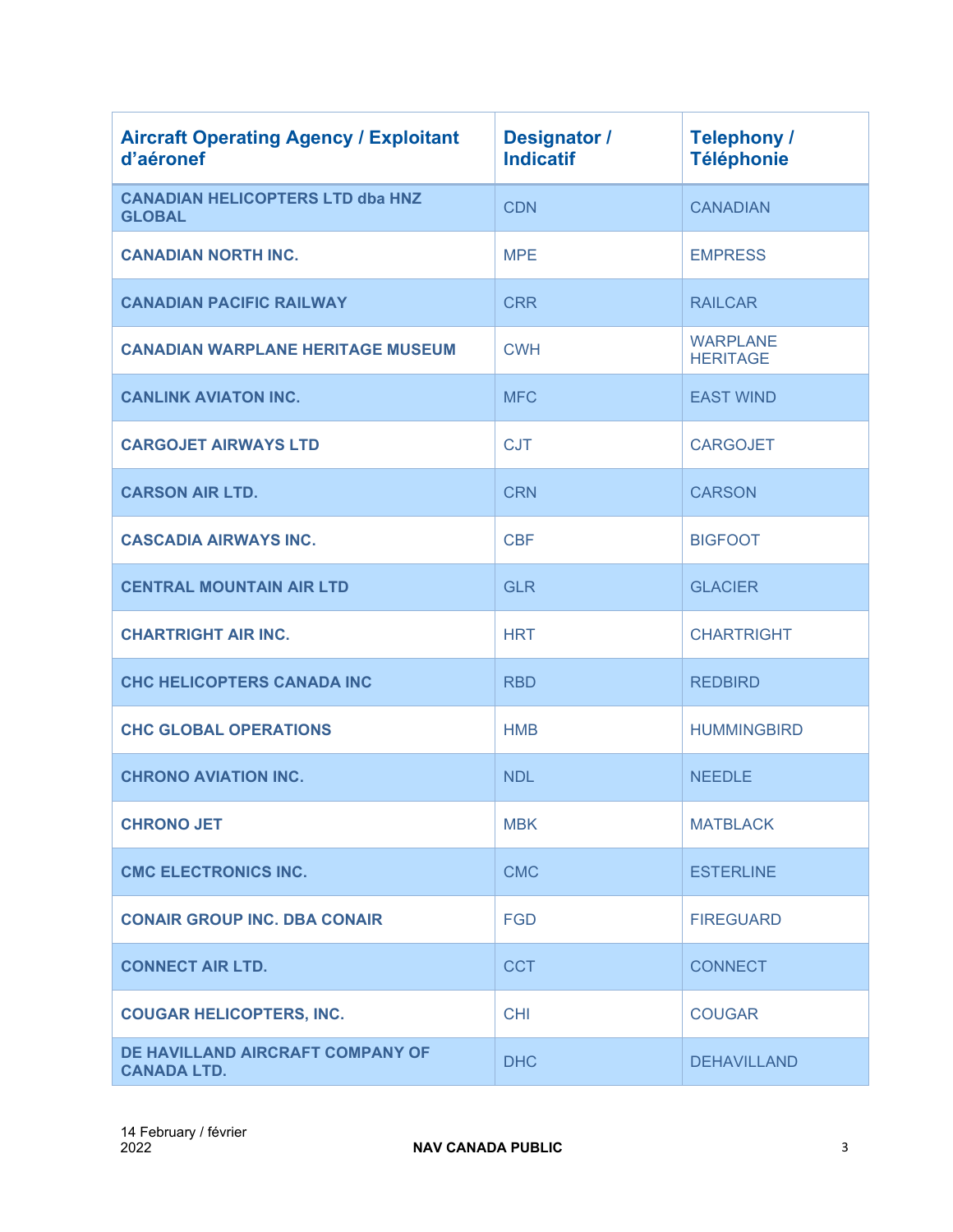| Aircraft Operating Agency / Exploitant d'aéronef | Designator / Indicatif | Telephony / Téléphonie |
|---|---|---|
| CANADIAN HELICOPTERS LTD dba HNZ GLOBAL | CDN | CANADIAN |
| CANADIAN NORTH INC. | MPE | EMPRESS |
| CANADIAN PACIFIC RAILWAY | CRR | RAILCAR |
| CANADIAN WARPLANE HERITAGE MUSEUM | CWH | WARPLANE HERITAGE |
| CANLINK AVIATON INC. | MFC | EAST WIND |
| CARGOJET AIRWAYS LTD | CJT | CARGOJET |
| CARSON AIR LTD. | CRN | CARSON |
| CASCADIA AIRWAYS INC. | CBF | BIGFOOT |
| CENTRAL MOUNTAIN AIR LTD | GLR | GLACIER |
| CHARTRIGHT AIR INC. | HRT | CHARTRIGHT |
| CHC HELICOPTERS CANADA INC | RBD | REDBIRD |
| CHC GLOBAL OPERATIONS | HMB | HUMMINGBIRD |
| CHRONO AVIATION INC. | NDL | NEEDLE |
| CHRONO JET | MBK | MATBLACK |
| CMC ELECTRONICS INC. | CMC | ESTERLINE |
| CONAIR GROUP INC. DBA CONAIR | FGD | FIREGUARD |
| CONNECT AIR LTD. | CCT | CONNECT |
| COUGAR HELICOPTERS, INC. | CHI | COUGAR |
| DE HAVILLAND AIRCRAFT COMPANY OF CANADA LTD. | DHC | DEHAVILLAND |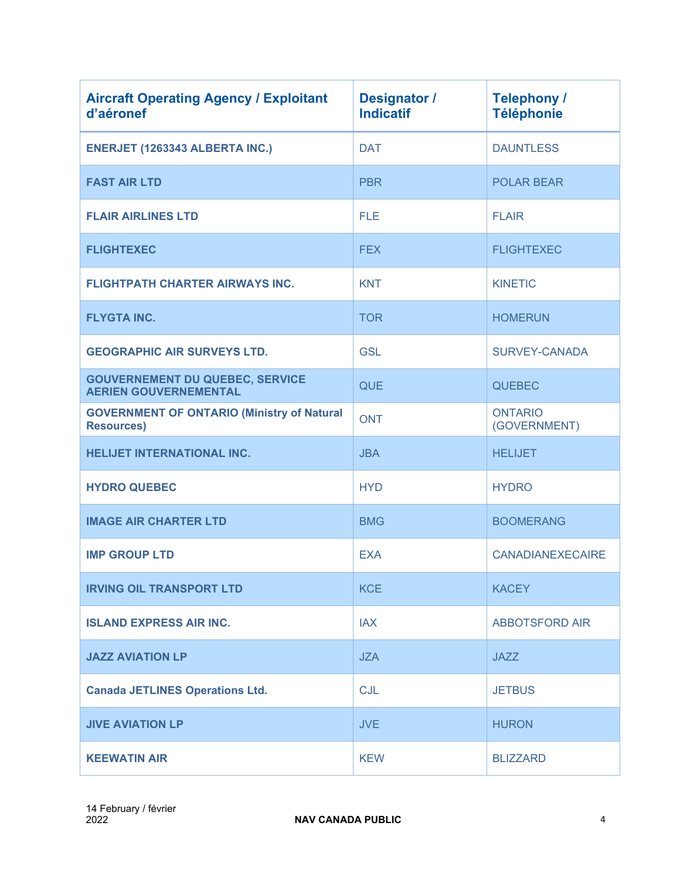| Aircraft Operating Agency / Exploitant d'aéronef | Designator / Indicatif | Telephony / Téléphonie |
|---|---|---|
| ENERJET (1263343 ALBERTA INC.) | DAT | DAUNTLESS |
| FAST AIR LTD | PBR | POLAR BEAR |
| FLAIR AIRLINES LTD | FLE | FLAIR |
| FLIGHTEXEC | FEX | FLIGHTEXEC |
| FLIGHTPATH CHARTER AIRWAYS INC. | KNT | KINETIC |
| FLYGTA INC. | TOR | HOMERUN |
| GEOGRAPHIC AIR SURVEYS LTD. | GSL | SURVEY-CANADA |
| GOUVERNEMENT DU QUEBEC, SERVICE AERIEN GOUVERNEMENTAL | QUE | QUEBEC |
| GOVERNMENT OF ONTARIO (Ministry of Natural Resources) | ONT | ONTARIO (GOVERNMENT) |
| HELIJET INTERNATIONAL INC. | JBA | HELIJET |
| HYDRO QUEBEC | HYD | HYDRO |
| IMAGE AIR CHARTER LTD | BMG | BOOMERANG |
| IMP GROUP LTD | EXA | CANADIANEXECAIRE |
| IRVING OIL TRANSPORT LTD | KCE | KACEY |
| ISLAND EXPRESS AIR INC. | IAX | ABBOTSFORD AIR |
| JAZZ AVIATION LP | JZA | JAZZ |
| Canada JETLINES Operations Ltd. | CJL | JETBUS |
| JIVE AVIATION LP | JVE | HURON |
| KEEWATIN AIR | KEW | BLIZZARD |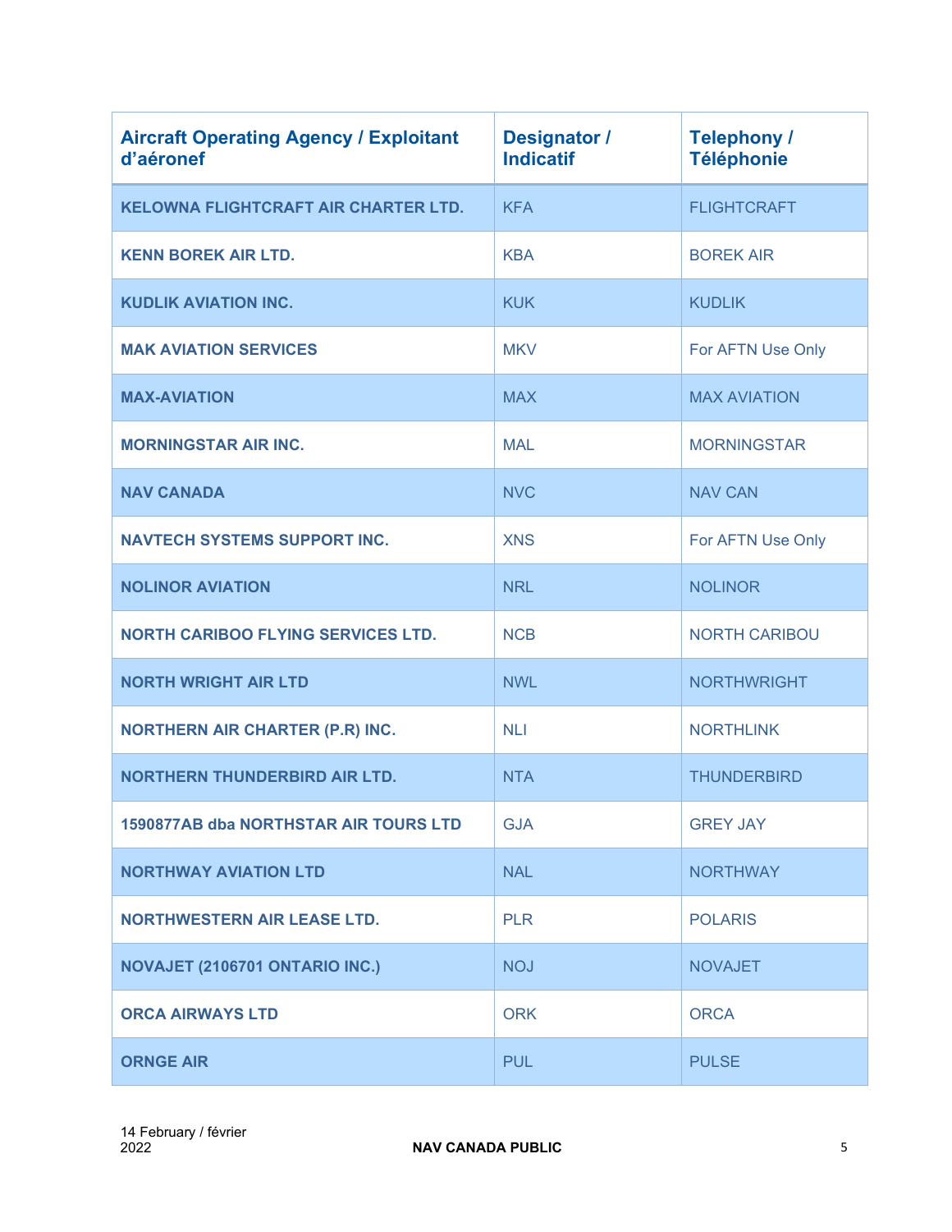| Aircraft Operating Agency / Exploitant d'aéronef | Designator / Indicatif | Telephony / Téléphonie |
|---|---|---|
| KELOWNA FLIGHTCRAFT AIR CHARTER LTD. | KFA | FLIGHTCRAFT |
| KENN BOREK AIR LTD. | KBA | BOREK AIR |
| KUDLIK AVIATION INC. | KUK | KUDLIK |
| MAK AVIATION SERVICES | MKV | For AFTN Use Only |
| MAX-AVIATION | MAX | MAX AVIATION |
| MORNINGSTAR AIR INC. | MAL | MORNINGSTAR |
| NAV CANADA | NVC | NAV CAN |
| NAVTECH SYSTEMS SUPPORT INC. | XNS | For AFTN Use Only |
| NOLINOR AVIATION | NRL | NOLINOR |
| NORTH CARIBOO FLYING SERVICES LTD. | NCB | NORTH CARIBOU |
| NORTH WRIGHT AIR LTD | NWL | NORTHWRIGHT |
| NORTHERN AIR CHARTER (P.R) INC. | NLI | NORTHLINK |
| NORTHERN THUNDERBIRD AIR LTD. | NTA | THUNDERBIRD |
| 1590877AB dba NORTHSTAR AIR TOURS LTD | GJA | GREY JAY |
| NORTHWAY AVIATION LTD | NAL | NORTHWAY |
| NORTHWESTERN AIR LEASE LTD. | PLR | POLARIS |
| NOVAJET (2106701 ONTARIO INC.) | NOJ | NOVAJET |
| ORCA AIRWAYS LTD | ORK | ORCA |
| ORNGE AIR | PUL | PULSE |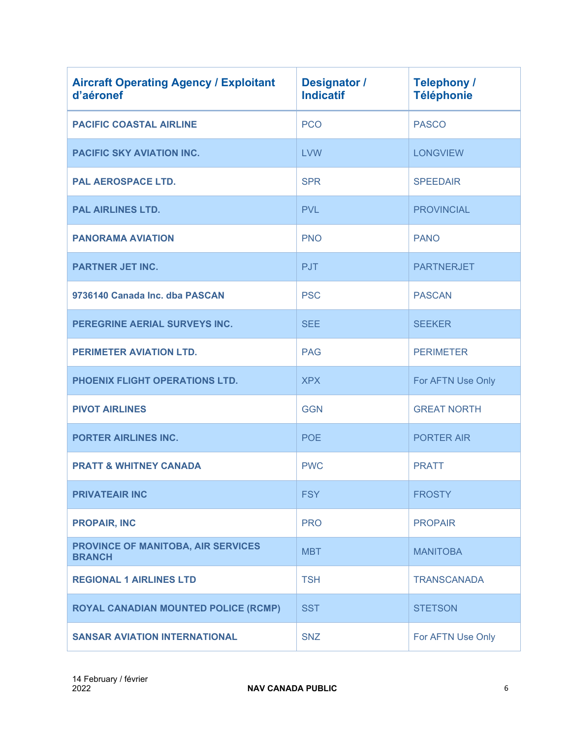| Aircraft Operating Agency / Exploitant d’aéronef | Designator / Indicatif | Telephony / Téléphonie |
|---|---|---|
| **PACIFIC COASTAL AIRLINE** | PCO | PASCO |
| **PACIFIC SKY AVIATION INC.** | LVW | LONGVIEW |
| **PAL AEROSPACE LTD.** | SPR | SPEEDAIR |
| **PAL AIRLINES LTD.** | PVL | PROVINCIAL |
| **PANORAMA AVIATION** | PNO | PANO |
| **PARTNER JET INC.** | PJT | PARTNERJET |
| **9736140 Canada Inc. dba PASCAN** | PSC | PASCAN |
| **PEREGRINE AERIAL SURVEYS INC.** | SEE | SEEKER |
| **PERIMETER AVIATION LTD.** | PAG | PERIMETER |
| **PHOENIX FLIGHT OPERATIONS LTD.** | XPX | For AFTN Use Only |
| **PIVOT AIRLINES** | GGN | GREAT NORTH |
| **PORTER AIRLINES INC.** | POE | PORTER AIR |
| **PRATT & WHITNEY CANADA** | PWC | PRATT |
| **PRIVATEAIR INC** | FSY | FROSTY |
| **PROPAIR, INC** | PRO | PROPAIR |
| **PROVINCE OF MANITOBA, AIR SERVICES BRANCH** | MBT | MANITOBA |
| **REGIONAL 1 AIRLINES LTD** | TSH | TRANSCANADA |
| **ROYAL CANADIAN MOUNTED POLICE (RCMP)** | SST | STETSON |
| **SANSAR AVIATION INTERNATIONAL** | SNZ | For AFTN Use Only |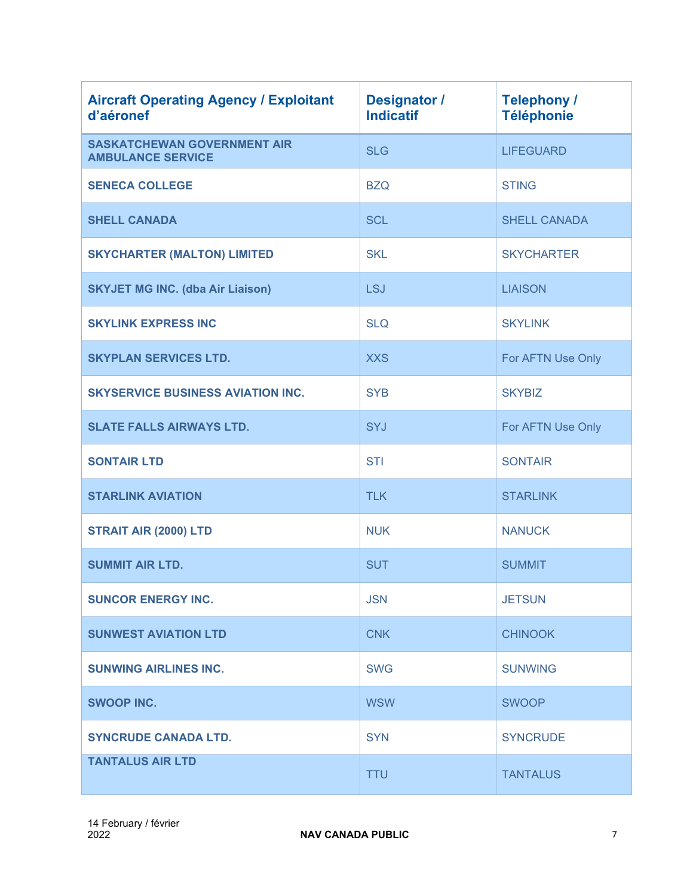| Aircraft Operating Agency / Exploitant d'aéronef | Designator / Indicatif | Telephony / Téléphonie |
|---|---|---|
| SASKATCHEWAN GOVERNMENT AIR AMBULANCE SERVICE | SLG | LIFEGUARD |
| SENECA COLLEGE | BZQ | STING |
| SHELL CANADA | SCL | SHELL CANADA |
| SKYCHARTER (MALTON) LIMITED | SKL | SKYCHARTER |
| SKYJET MG INC. (dba Air Liaison) | LSJ | LIAISON |
| SKYLINK EXPRESS INC | SLQ | SKYLINK |
| SKYPLAN SERVICES LTD. | XXS | For AFTN Use Only |
| SKYSERVICE BUSINESS AVIATION INC. | SYB | SKYBIZ |
| SLATE FALLS AIRWAYS LTD. | SYJ | For AFTN Use Only |
| SONTAIR LTD | STI | SONTAIR |
| STARLINK AVIATION | TLK | STARLINK |
| STRAIT AIR (2000) LTD | NUK | NANUCK |
| SUMMIT AIR LTD. | SUT | SUMMIT |
| SUNCOR ENERGY INC. | JSN | JETSUN |
| SUNWEST AVIATION LTD | CNK | CHINOOK |
| SUNWING AIRLINES INC. | SWG | SUNWING |
| SWOOP INC. | WSW | SWOOP |
| SYNCRUDE CANADA LTD. | SYN | SYNCRUDE |
| TANTALUS AIR LTD | TTU | TANTALUS |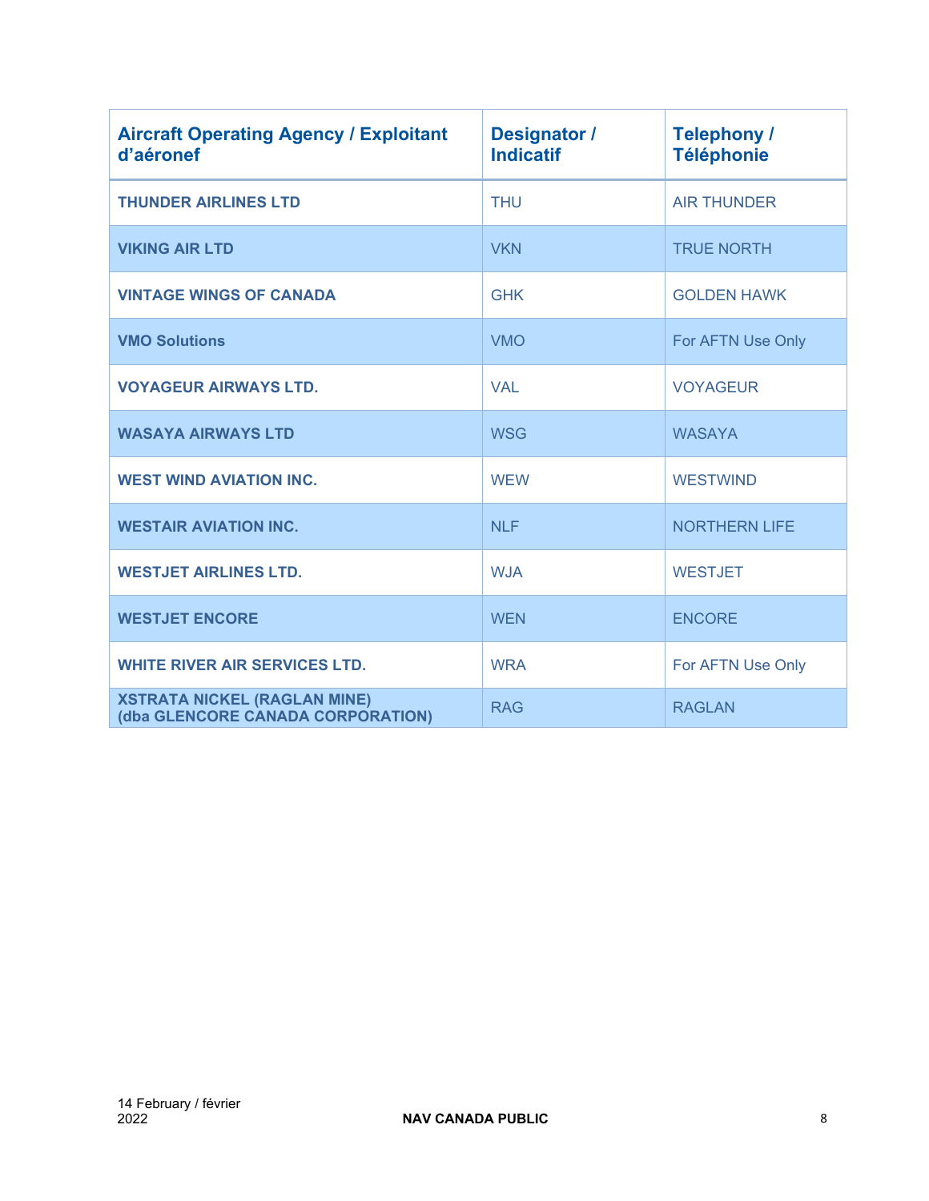| Aircraft Operating Agency / Exploitant d'aéronef | Designator / Indicatif | Telephony / Téléphonie |
|---|---|---|
| **THUNDER AIRLINES LTD** | THU | AIR THUNDER |
| **VIKING AIR LTD** | VKN | TRUE NORTH |
| **VINTAGE WINGS OF CANADA** | GHK | GOLDEN HAWK |
| **VMO Solutions** | VMO | For AFTN Use Only |
| **VOYAGEUR AIRWAYS LTD.** | VAL | VOYAGEUR |
| **WASAYA AIRWAYS LTD** | WSG | WASAYA |
| **WEST WIND AVIATION INC.** | WEW | WESTWIND |
| **WESTAIR AVIATION INC.** | NLF | NORTHERN LIFE |
| **WESTJET AIRLINES LTD.** | WJA | WESTJET |
| **WESTJET ENCORE** | WEN | ENCORE |
| **WHITE RIVER AIR SERVICES LTD.** | WRA | For AFTN Use Only |
| **XSTRATA NICKEL (RAGLAN MINE) (dba GLENCORE CANADA CORPORATION)** | RAG | RAGLAN |